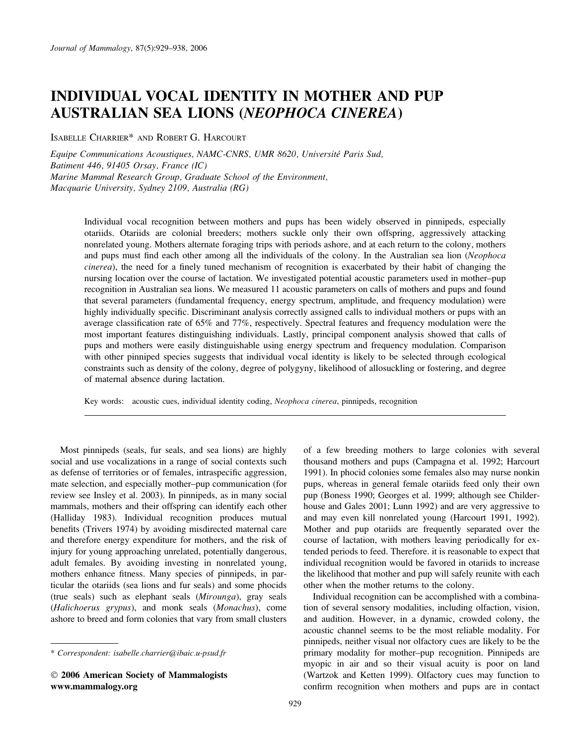# INDIVIDUAL VOCAL IDENTITY IN MOTHER AND PUP AUSTRALIAN SEA LIONS (*NEOPHOCA CINEREA*)

ISABELLE CHARRIER* AND ROBERT G. HARCOURT

*Equipe Communications Acoustiques, NAMC-CNRS, UMR 8620, Université Paris Sud, Batiment 446, 91405 Orsay, France (IC)*
*Marine Mammal Research Group, Graduate School of the Environment, Macquarie University, Sydney 2109, Australia (RG)*

Individual vocal recognition between mothers and pups has been widely observed in pinnipeds, especially otariids. Otariids are colonial breeders; mothers suckle only their own offspring, aggressively attacking nonrelated young. Mothers alternate foraging trips with periods ashore, and at each return to the colony, mothers and pups must find each other among all the individuals of the colony. In the Australian sea lion (*Neophoca cinerea*), the need for a finely tuned mechanism of recognition is exacerbated by their habit of changing the nursing location over the course of lactation. We investigated potential acoustic parameters used in mother–pup recognition in Australian sea lions. We measured 11 acoustic parameters on calls of mothers and pups and found that several parameters (fundamental frequency, energy spectrum, amplitude, and frequency modulation) were highly individually specific. Discriminant analysis correctly assigned calls to individual mothers or pups with an average classification rate of 65% and 77%, respectively. Spectral features and frequency modulation were the most important features distinguishing individuals. Lastly, principal component analysis showed that calls of pups and mothers were easily distinguishable using energy spectrum and frequency modulation. Comparison with other pinniped species suggests that individual vocal identity is likely to be selected through ecological constraints such as density of the colony, degree of polygyny, likelihood of allosuckling or fostering, and degree of maternal absence during lactation.

Key words: acoustic cues, individual identity coding, *Neophoca cinerea*, pinnipeds, recognition

Most pinnipeds (seals, fur seals, and sea lions) are highly social and use vocalizations in a range of social contexts such as defense of territories or of females, intraspecific aggression, mate selection, and especially mother–pup communication (for review see Insley et al. 2003). In pinnipeds, as in many social mammals, mothers and their offspring can identify each other (Halliday 1983). Individual recognition produces mutual benefits (Trivers 1974) by avoiding misdirected maternal care and therefore energy expenditure for mothers, and the risk of injury for young approaching unrelated, potentially dangerous, adult females. By avoiding investing in nonrelated young, mothers enhance fitness. Many species of pinnipeds, in particular the otariids (sea lions and fur seals) and some phocids (true seals) such as elephant seals (*Mirounga*), gray seals (*Halichoerus grypus*), and monk seals (*Monachus*), come ashore to breed and form colonies that vary from small clusters of a few breeding mothers to large colonies with several thousand mothers and pups (Campagna et al. 1992; Harcourt 1991). In phocid colonies some females also may nurse nonkin pups, whereas in general female otariids feed only their own pup (Boness 1990; Georges et al. 1999; although see Childerhouse and Gales 2001; Lunn 1992) and are very aggressive to and may even kill nonrelated young (Harcourt 1991, 1992). Mother and pup otariids are frequently separated over the course of lactation, with mothers leaving periodically for extended periods to feed. Therefore. it is reasonable to expect that individual recognition would be favored in otariids to increase the likelihood that mother and pup will safely reunite with each other when the mother returns to the colony.

Individual recognition can be accomplished with a combination of several sensory modalities, including olfaction, vision, and audition. However, in a dynamic, crowded colony, the acoustic channel seems to be the most reliable modality. For pinnipeds, neither visual nor olfactory cues are likely to be the primary modality for mother–pup recognition. Pinnipeds are myopic in air and so their visual acuity is poor on land (Wartzok and Ketten 1999). Olfactory cues may function to confirm recognition when mothers and pups are in contact

\* *Correspondent: isabelle.charrier@ibaic.u-psud.fr*

© 2006 American Society of Mammalogists
www.mammalogy.org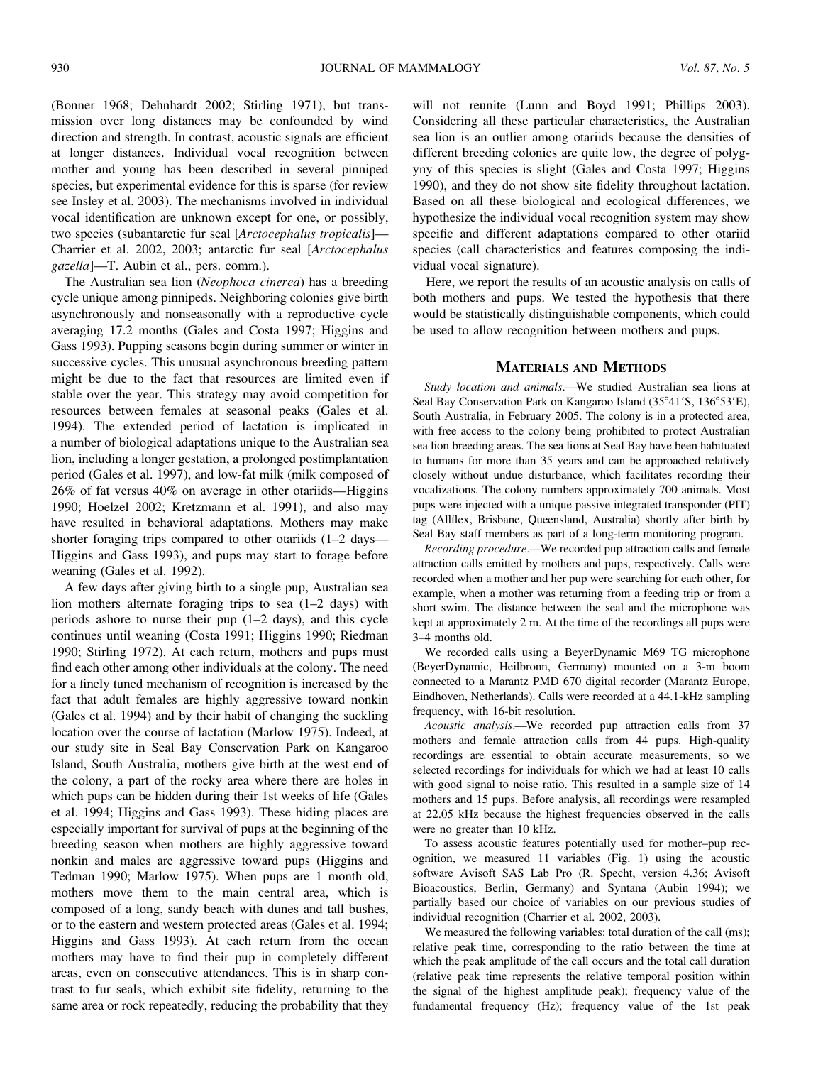(Bonner 1968; Dehnhardt 2002; Stirling 1971), but transmission over long distances may be confounded by wind direction and strength. In contrast, acoustic signals are efficient at longer distances. Individual vocal recognition between mother and young has been described in several pinniped species, but experimental evidence for this is sparse (for review see Insley et al. 2003). The mechanisms involved in individual vocal identification are unknown except for one, or possibly, two species (subantarctic fur seal [*Arctocephalus tropicalis*]—Charrier et al. 2002, 2003; antarctic fur seal [*Arctocephalus gazella*]—T. Aubin et al., pers. comm.).

The Australian sea lion (*Neophoca cinerea*) has a breeding cycle unique among pinnipeds. Neighboring colonies give birth asynchronously and nonseasonally with a reproductive cycle averaging 17.2 months (Gales and Costa 1997; Higgins and Gass 1993). Pupping seasons begin during summer or winter in successive cycles. This unusual asynchronous breeding pattern might be due to the fact that resources are limited even if stable over the year. This strategy may avoid competition for resources between females at seasonal peaks (Gales et al. 1994). The extended period of lactation is implicated in a number of biological adaptations unique to the Australian sea lion, including a longer gestation, a prolonged postimplantation period (Gales et al. 1997), and low-fat milk (milk composed of 26% of fat versus 40% on average in other otariids—Higgins 1990; Hoelzel 2002; Kretzmann et al. 1991), and also may have resulted in behavioral adaptations. Mothers may make shorter foraging trips compared to other otariids (1–2 days—Higgins and Gass 1993), and pups may start to forage before weaning (Gales et al. 1992).

A few days after giving birth to a single pup, Australian sea lion mothers alternate foraging trips to sea (1–2 days) with periods ashore to nurse their pup (1–2 days), and this cycle continues until weaning (Costa 1991; Higgins 1990; Riedman 1990; Stirling 1972). At each return, mothers and pups must find each other among other individuals at the colony. The need for a finely tuned mechanism of recognition is increased by the fact that adult females are highly aggressive toward nonkin (Gales et al. 1994) and by their habit of changing the suckling location over the course of lactation (Marlow 1975). Indeed, at our study site in Seal Bay Conservation Park on Kangaroo Island, South Australia, mothers give birth at the west end of the colony, a part of the rocky area where there are holes in which pups can be hidden during their 1st weeks of life (Gales et al. 1994; Higgins and Gass 1993). These hiding places are especially important for survival of pups at the beginning of the breeding season when mothers are highly aggressive toward nonkin and males are aggressive toward pups (Higgins and Tedman 1990; Marlow 1975). When pups are 1 month old, mothers move them to the main central area, which is composed of a long, sandy beach with dunes and tall bushes, or to the eastern and western protected areas (Gales et al. 1994; Higgins and Gass 1993). At each return from the ocean mothers may have to find their pup in completely different areas, even on consecutive attendances. This is in sharp contrast to fur seals, which exhibit site fidelity, returning to the same area or rock repeatedly, reducing the probability that they will not reunite (Lunn and Boyd 1991; Phillips 2003). Considering all these particular characteristics, the Australian sea lion is an outlier among otariids because the densities of different breeding colonies are quite low, the degree of polygyny of this species is slight (Gales and Costa 1997; Higgins 1990), and they do not show site fidelity throughout lactation. Based on all these biological and ecological differences, we hypothesize the individual vocal recognition system may show specific and different adaptations compared to other otariid species (call characteristics and features composing the individual vocal signature).

Here, we report the results of an acoustic analysis on calls of both mothers and pups. We tested the hypothesis that there would be statistically distinguishable components, which could be used to allow recognition between mothers and pups.

## Materials and Methods

*Study location and animals.*—We studied Australian sea lions at Seal Bay Conservation Park on Kangaroo Island (35°41′S, 136°53′E), South Australia, in February 2005. The colony is in a protected area, with free access to the colony being prohibited to protect Australian sea lion breeding areas. The sea lions at Seal Bay have been habituated to humans for more than 35 years and can be approached relatively closely without undue disturbance, which facilitates recording their vocalizations. The colony numbers approximately 700 animals. Most pups were injected with a unique passive integrated transponder (PIT) tag (Allflex, Brisbane, Queensland, Australia) shortly after birth by Seal Bay staff members as part of a long-term monitoring program.

*Recording procedure.*—We recorded pup attraction calls and female attraction calls emitted by mothers and pups, respectively. Calls were recorded when a mother and her pup were searching for each other, for example, when a mother was returning from a feeding trip or from a short swim. The distance between the seal and the microphone was kept at approximately 2 m. At the time of the recordings all pups were 3–4 months old.

We recorded calls using a BeyerDynamic M69 TG microphone (BeyerDynamic, Heilbronn, Germany) mounted on a 3-m boom connected to a Marantz PMD 670 digital recorder (Marantz Europe, Eindhoven, Netherlands). Calls were recorded at a 44.1-kHz sampling frequency, with 16-bit resolution.

*Acoustic analysis.*—We recorded pup attraction calls from 37 mothers and female attraction calls from 44 pups. High-quality recordings are essential to obtain accurate measurements, so we selected recordings for individuals for which we had at least 10 calls with good signal to noise ratio. This resulted in a sample size of 14 mothers and 15 pups. Before analysis, all recordings were resampled at 22.05 kHz because the highest frequencies observed in the calls were no greater than 10 kHz.

To assess acoustic features potentially used for mother–pup recognition, we measured 11 variables (Fig. 1) using the acoustic software Avisoft SAS Lab Pro (R. Specht, version 4.36; Avisoft Bioacoustics, Berlin, Germany) and Syntana (Aubin 1994); we partially based our choice of variables on our previous studies of individual recognition (Charrier et al. 2002, 2003).

We measured the following variables: total duration of the call (ms); relative peak time, corresponding to the ratio between the time at which the peak amplitude of the call occurs and the total call duration (relative peak time represents the relative temporal position within the signal of the highest amplitude peak); frequency value of the fundamental frequency (Hz); frequency value of the 1st peak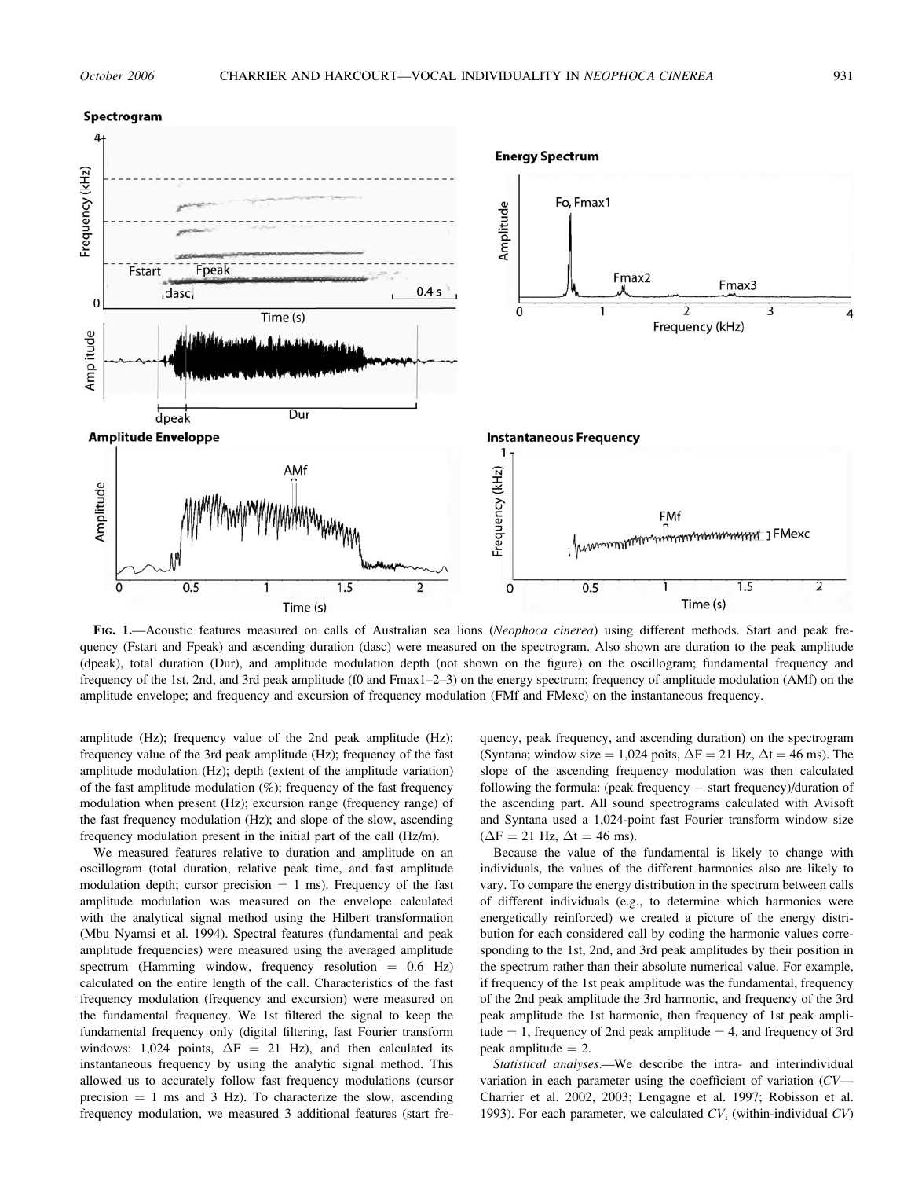FIG. 1.—Acoustic features measured on calls of Australian sea lions (*Neophoca cinerea*) using different methods. Start and peak frequency (Fstart and Fpeak) and ascending duration (dasc) were measured on the spectrogram. Also shown are duration to the peak amplitude (dpeak), total duration (Dur), and amplitude modulation depth (not shown on the figure) on the oscillogram; fundamental frequency and frequency of the 1st, 2nd, and 3rd peak amplitude (f0 and Fmax1–2–3) on the energy spectrum; frequency of amplitude modulation (AMf) on the amplitude envelope; and frequency and excursion of frequency modulation (FMf and FMexc) on the instantaneous frequency.

amplitude (Hz); frequency value of the 2nd peak amplitude (Hz); frequency value of the 3rd peak amplitude (Hz); frequency of the fast amplitude modulation (Hz); depth (extent of the amplitude variation) of the fast amplitude modulation (%); frequency of the fast frequency modulation when present (Hz); excursion range (frequency range) of the fast frequency modulation (Hz); and slope of the slow, ascending frequency modulation present in the initial part of the call (Hz/m).

We measured features relative to duration and amplitude on an oscillogram (total duration, relative peak time, and fast amplitude modulation depth; cursor precision = 1 ms). Frequency of the fast amplitude modulation was measured on the envelope calculated with the analytical signal method using the Hilbert transformation (Mbu Nyamsi et al. 1994). Spectral features (fundamental and peak amplitude frequencies) were measured using the averaged amplitude spectrum (Hamming window, frequency resolution = 0.6 Hz) calculated on the entire length of the call. Characteristics of the fast frequency modulation (frequency and excursion) were measured on the fundamental frequency. We 1st filtered the signal to keep the fundamental frequency only (digital filtering, fast Fourier transform windows: 1,024 points, $\Delta F = 21$ Hz), and then calculated its instantaneous frequency by using the analytic signal method. This allowed us to accurately follow fast frequency modulations (cursor precision = 1 ms and 3 Hz). To characterize the slow, ascending frequency modulation, we measured 3 additional features (start frequency, peak frequency, and ascending duration) on the spectrogram (Syntana; window size = 1,024 poits, $\Delta F = 21$ Hz, $\Delta t = 46$ ms). The slope of the ascending frequency modulation was then calculated following the formula: (peak frequency − start frequency)/duration of the ascending part. All sound spectrograms calculated with Avisoft and Syntana used a 1,024-point fast Fourier transform window size ($\Delta F = 21$ Hz, $\Delta t = 46$ ms).

Because the value of the fundamental is likely to change with individuals, the values of the different harmonics also are likely to vary. To compare the energy distribution in the spectrum between calls of different individuals (e.g., to determine which harmonics were energetically reinforced) we created a picture of the energy distribution for each considered call by coding the harmonic values corresponding to the 1st, 2nd, and 3rd peak amplitudes by their position in the spectrum rather than their absolute numerical value. For example, if frequency of the 1st peak amplitude was the fundamental, frequency of the 2nd peak amplitude the 3rd harmonic, and frequency of the 3rd peak amplitude the 1st harmonic, then frequency of 1st peak amplitude = 1, frequency of 2nd peak amplitude = 4, and frequency of 3rd peak amplitude = 2.

*Statistical analyses*.—We describe the intra- and interindividual variation in each parameter using the coefficient of variation (*CV*—Charrier et al. 2002, 2003; Lengagne et al. 1997; Robisson et al. 1993). For each parameter, we calculated $CV_i$ (within-individual *CV*)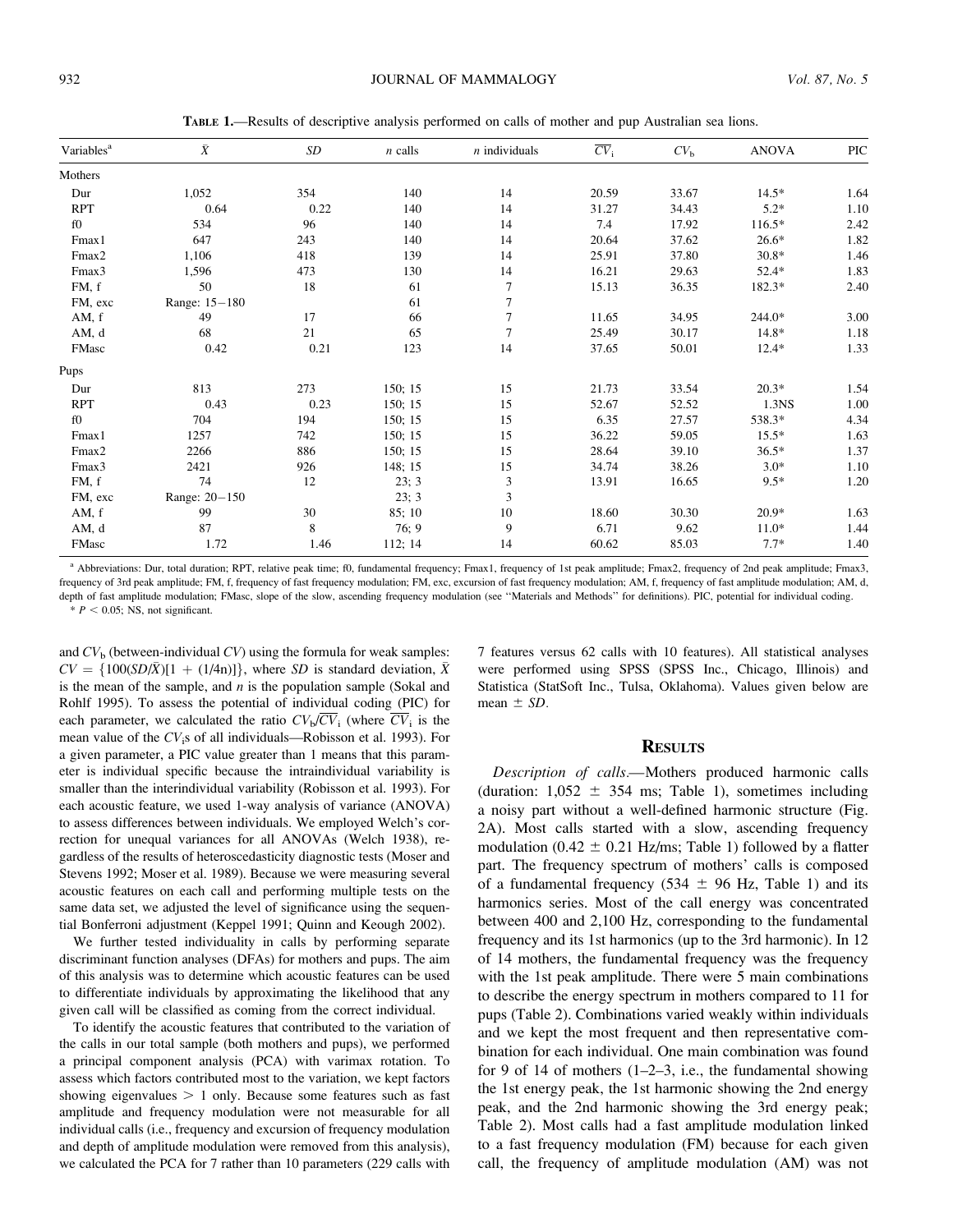**Table 1.**—Results of descriptive analysis performed on calls of mother and pup Australian sea lions.

| Variables[a] | $\bar{X}$ | $SD$ | $n$ calls | $n$ individuals | $\overline{CV}_i$ | $CV_b$ | ANOVA | PIC |
|---|---|---|---|---|---|---|---|---|
| Mothers | | | | | | | | |
| Dur | 1,052 | 354 | 140 | 14 | 20.59 | 33.67 | 14.5* | 1.64 |
| RPT | 0.64 | 0.22 | 140 | 14 | 31.27 | 34.43 | 5.2* | 1.10 |
| f0 | 534 | 96 | 140 | 14 | 7.4 | 17.92 | 116.5* | 2.42 |
| Fmax1 | 647 | 243 | 140 | 14 | 20.64 | 37.62 | 26.6* | 1.82 |
| Fmax2 | 1,106 | 418 | 139 | 14 | 25.91 | 37.80 | 30.8* | 1.46 |
| Fmax3 | 1,596 | 473 | 130 | 14 | 16.21 | 29.63 | 52.4* | 1.83 |
| FM, f | 50 | 18 | 61 | 7 | 15.13 | 36.35 | 182.3* | 2.40 |
| FM, exc | Range: 15–180 | | 61 | 7 | | | | |
| AM, f | 49 | 17 | 66 | 7 | 11.65 | 34.95 | 244.0* | 3.00 |
| AM, d | 68 | 21 | 65 | 7 | 25.49 | 30.17 | 14.8* | 1.18 |
| FMasc | 0.42 | 0.21 | 123 | 14 | 37.65 | 50.01 | 12.4* | 1.33 |
| Pups | | | | | | | | |
| Dur | 813 | 273 | 150; 15 | 15 | 21.73 | 33.54 | 20.3* | 1.54 |
| RPT | 0.43 | 0.23 | 150; 15 | 15 | 52.67 | 52.52 | 1.3NS | 1.00 |
| f0 | 704 | 194 | 150; 15 | 15 | 6.35 | 27.57 | 538.3* | 4.34 |
| Fmax1 | 1257 | 742 | 150; 15 | 15 | 36.22 | 59.05 | 15.5* | 1.63 |
| Fmax2 | 2266 | 886 | 150; 15 | 15 | 28.64 | 39.10 | 36.5* | 1.37 |
| Fmax3 | 2421 | 926 | 148; 15 | 15 | 34.74 | 38.26 | 3.0* | 1.10 |
| FM, f | 74 | 12 | 23; 3 | 3 | 13.91 | 16.65 | 9.5* | 1.20 |
| FM, exc | Range: 20–150 | | 23; 3 | 3 | | | | |
| AM, f | 99 | 30 | 85; 10 | 10 | 18.60 | 30.30 | 20.9* | 1.63 |
| AM, d | 87 | 8 | 76; 9 | 9 | 6.71 | 9.62 | 11.0* | 1.44 |
| FMasc | 1.72 | 1.46 | 112; 14 | 14 | 60.62 | 85.03 | 7.7* | 1.40 |

[a] Abbreviations: Dur, total duration; RPT, relative peak time; f0, fundamental frequency; Fmax1, frequency of 1st peak amplitude; Fmax2, frequency of 2nd peak amplitude; Fmax3, frequency of 3rd peak amplitude; FM, f, frequency of fast frequency modulation; FM, exc, excursion of fast frequency modulation; AM, f, frequency of fast amplitude modulation; AM, d, depth of fast amplitude modulation; FMasc, slope of the slow, ascending frequency modulation (see "Materials and Methods" for definitions). PIC, potential for individual coding.

\* $P < 0.05$; NS, not significant.

and $CV_b$ (between-individual $CV$) using the formula for weak samples: $CV = \{100(SD/\bar{X})[1 + (1/4n)]\}$, where $SD$ is standard deviation, $\bar{X}$ is the mean of the sample, and $n$ is the population sample (Sokal and Rohlf 1995). To assess the potential of individual coding (PIC) for each parameter, we calculated the ratio $CV_b/\overline{CV}_i$ (where $\overline{CV}_i$ is the mean value of the $CV_i$s of all individuals—Robisson et al. 1993). For a given parameter, a PIC value greater than 1 means that this parameter is individual specific because the intraindividual variability is smaller than the interindividual variability (Robisson et al. 1993). For each acoustic feature, we used 1-way analysis of variance (ANOVA) to assess differences between individuals. We employed Welch's correction for unequal variances for all ANOVAs (Welch 1938), regardless of the results of heteroscedasticity diagnostic tests (Moser and Stevens 1992; Moser et al. 1989). Because we were measuring several acoustic features on each call and performing multiple tests on the same data set, we adjusted the level of significance using the sequential Bonferroni adjustment (Keppel 1991; Quinn and Keough 2002).

We further tested individuality in calls by performing separate discriminant function analyses (DFAs) for mothers and pups. The aim of this analysis was to determine which acoustic features can be used to differentiate individuals by approximating the likelihood that any given call will be classified as coming from the correct individual.

To identify the acoustic features that contributed to the variation of the calls in our total sample (both mothers and pups), we performed a principal component analysis (PCA) with varimax rotation. To assess which factors contributed most to the variation, we kept factors showing eigenvalues > 1 only. Because some features such as fast amplitude and frequency modulation were not measurable for all individual calls (i.e., frequency and excursion of frequency modulation and depth of amplitude modulation were removed from this analysis), we calculated the PCA for 7 rather than 10 parameters (229 calls with 7 features versus 62 calls with 10 features). All statistical analyses were performed using SPSS (SPSS Inc., Chicago, Illinois) and Statistica (StatSoft Inc., Tulsa, Oklahoma). Values given below are mean ± $SD$.

## Results

*Description of calls.*—Mothers produced harmonic calls (duration: 1,052 ± 354 ms; Table 1), sometimes including a noisy part without a well-defined harmonic structure (Fig. 2A). Most calls started with a slow, ascending frequency modulation (0.42 ± 0.21 Hz/ms; Table 1) followed by a flatter part. The frequency spectrum of mothers' calls is composed of a fundamental frequency (534 ± 96 Hz, Table 1) and its harmonics series. Most of the call energy was concentrated between 400 and 2,100 Hz, corresponding to the fundamental frequency and its 1st harmonics (up to the 3rd harmonic). In 12 of 14 mothers, the fundamental frequency was the frequency with the 1st peak amplitude. There were 5 main combinations to describe the energy spectrum in mothers compared to 11 for pups (Table 2). Combinations varied weakly within individuals and we kept the most frequent and then representative combination for each individual. One main combination was found for 9 of 14 of mothers (1–2–3, i.e., the fundamental showing the 1st energy peak, the 1st harmonic showing the 2nd energy peak, and the 2nd harmonic showing the 3rd energy peak; Table 2). Most calls had a fast amplitude modulation linked to a fast frequency modulation (FM) because for each given call, the frequency of amplitude modulation (AM) was not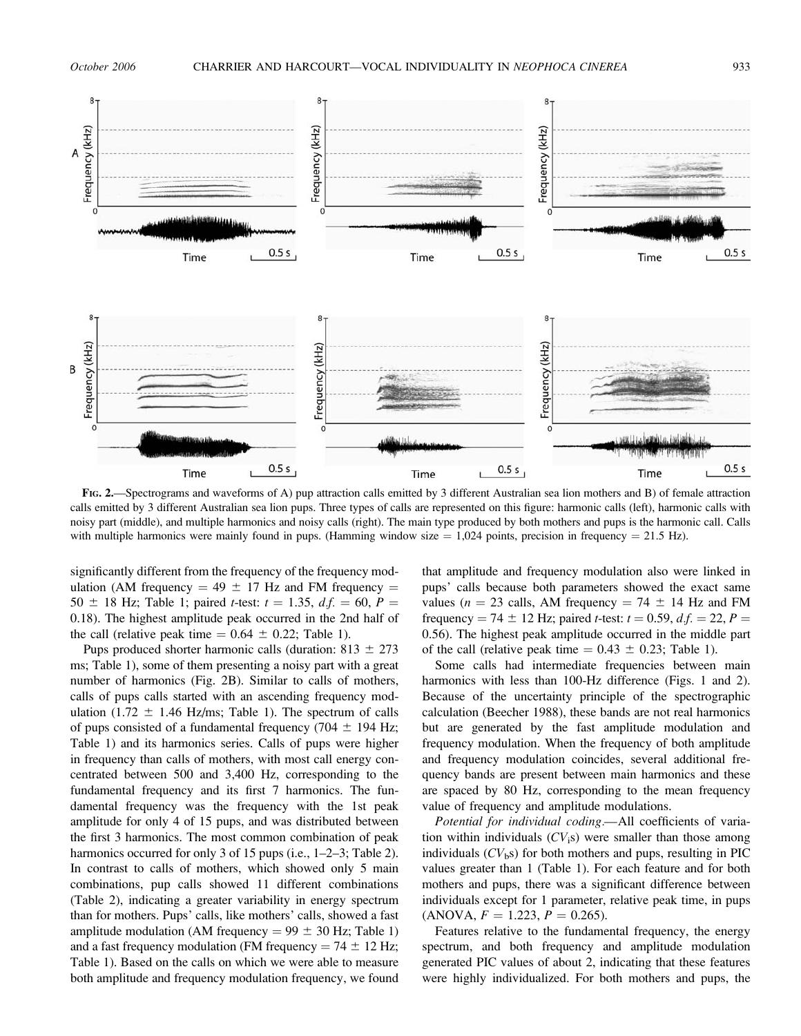FIG. 2.—Spectrograms and waveforms of A) pup attraction calls emitted by 3 different Australian sea lion mothers and B) of female attraction calls emitted by 3 different Australian sea lion pups. Three types of calls are represented on this figure: harmonic calls (left), harmonic calls with noisy part (middle), and multiple harmonics and noisy calls (right). The main type produced by both mothers and pups is the harmonic call. Calls with multiple harmonics were mainly found in pups. (Hamming window size = 1,024 points, precision in frequency = 21.5 Hz).

significantly different from the frequency of the frequency modulation (AM frequency = 49 ± 17 Hz and FM frequency = 50 ± 18 Hz; Table 1; paired *t*-test: $t = 1.35$, $d.f. = 60$, $P = 0.18$). The highest amplitude peak occurred in the 2nd half of the call (relative peak time = 0.64 ± 0.22; Table 1).

Pups produced shorter harmonic calls (duration: 813 ± 273 ms; Table 1), some of them presenting a noisy part with a great number of harmonics (Fig. 2B). Similar to calls of mothers, calls of pups calls started with an ascending frequency modulation (1.72 ± 1.46 Hz/ms; Table 1). The spectrum of calls of pups consisted of a fundamental frequency (704 ± 194 Hz; Table 1) and its harmonics series. Calls of pups were higher in frequency than calls of mothers, with most call energy concentrated between 500 and 3,400 Hz, corresponding to the fundamental frequency and its first 7 harmonics. The fundamental frequency was the frequency with the 1st peak amplitude for only 4 of 15 pups, and was distributed between the first 3 harmonics. The most common combination of peak harmonics occurred for only 3 of 15 pups (i.e., 1–2–3; Table 2). In contrast to calls of mothers, which showed only 5 main combinations, pup calls showed 11 different combinations (Table 2), indicating a greater variability in energy spectrum than for mothers. Pups' calls, like mothers' calls, showed a fast amplitude modulation (AM frequency = 99 ± 30 Hz; Table 1) and a fast frequency modulation (FM frequency = 74 ± 12 Hz; Table 1). Based on the calls on which we were able to measure both amplitude and frequency modulation frequency, we found that amplitude and frequency modulation also were linked in pups' calls because both parameters showed the exact same values ($n = 23$ calls, AM frequency = 74 ± 14 Hz and FM frequency = 74 ± 12 Hz; paired *t*-test: $t = 0.59$, $d.f. = 22$, $P = 0.56$). The highest peak amplitude occurred in the middle part of the call (relative peak time = 0.43 ± 0.23; Table 1).

Some calls had intermediate frequencies between main harmonics with less than 100-Hz difference (Figs. 1 and 2). Because of the uncertainty principle of the spectrographic calculation (Beecher 1988), these bands are not real harmonics but are generated by the fast amplitude modulation and frequency modulation. When the frequency of both amplitude and frequency modulation coincides, several additional frequency bands are present between main harmonics and these are spaced by 80 Hz, corresponding to the mean frequency value of frequency and amplitude modulations.

*Potential for individual coding.*—All coefficients of variation within individuals ($CV_i$s) were smaller than those among individuals ($CV_b$s) for both mothers and pups, resulting in PIC values greater than 1 (Table 1). For each feature and for both mothers and pups, there was a significant difference between individuals except for 1 parameter, relative peak time, in pups (ANOVA, $F = 1.223$, $P = 0.265$).

Features relative to the fundamental frequency, the energy spectrum, and both frequency and amplitude modulation generated PIC values of about 2, indicating that these features were highly individualized. For both mothers and pups, the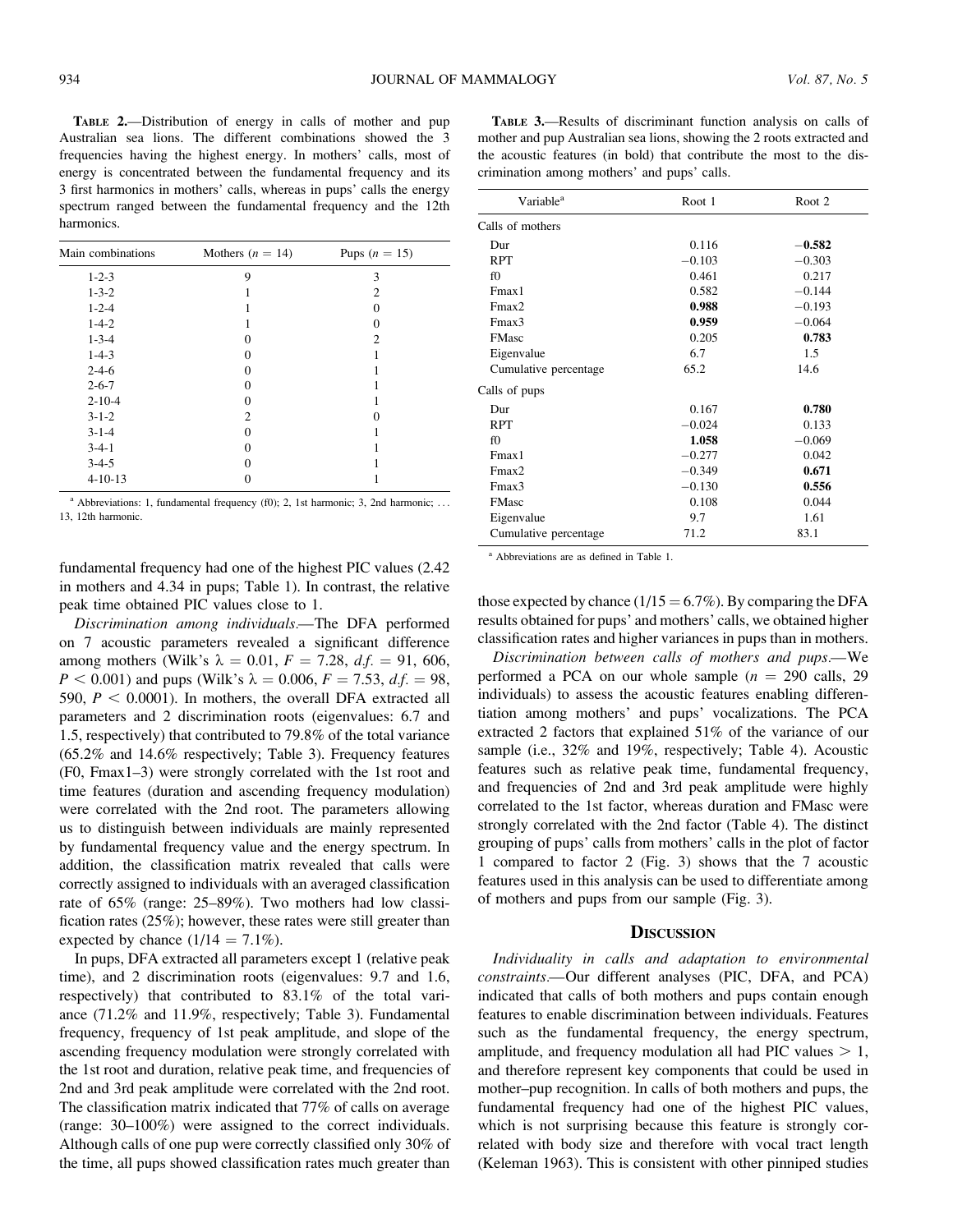**Table 2.**—Distribution of energy in calls of mother and pup Australian sea lions. The different combinations showed the 3 frequencies having the highest energy. In mothers' calls, most of energy is concentrated between the fundamental frequency and its 3 first harmonics in mothers' calls, whereas in pups' calls the energy spectrum ranged between the fundamental frequency and the 12th harmonics.

| Main combinations | Mothers ($n = 14$) | Pups ($n = 15$) |
|---|---|---|
| 1-2-3 | 9 | 3 |
| 1-3-2 | 1 | 2 |
| 1-2-4 | 1 | 0 |
| 1-4-2 | 1 | 0 |
| 1-3-4 | 0 | 2 |
| 1-4-3 | 0 | 1 |
| 2-4-6 | 0 | 1 |
| 2-6-7 | 0 | 1 |
| 2-10-4 | 0 | 1 |
| 3-1-2 | 2 | 0 |
| 3-1-4 | 0 | 1 |
| 3-4-1 | 0 | 1 |
| 3-4-5 | 0 | 1 |
| 4-10-13 | 0 | 1 |

[a] Abbreviations: 1, fundamental frequency (f0); 2, 1st harmonic; 3, 2nd harmonic; … 13, 12th harmonic.

**Table 3.**—Results of discriminant function analysis on calls of mother and pup Australian sea lions, showing the 2 roots extracted and the acoustic features (in bold) that contribute the most to the discrimination among mothers' and pups' calls.

| Variable[a] | Root 1 | Root 2 |
|---|---|---|
| Calls of mothers | | |
| Dur | 0.116 | **−0.582** |
| RPT | −0.103 | −0.303 |
| f0 | 0.461 | 0.217 |
| Fmax1 | 0.582 | −0.144 |
| Fmax2 | **0.988** | −0.193 |
| Fmax3 | **0.959** | −0.064 |
| FMasc | 0.205 | **0.783** |
| Eigenvalue | 6.7 | 1.5 |
| Cumulative percentage | 65.2 | 14.6 |
| Calls of pups | | |
| Dur | 0.167 | **0.780** |
| RPT | −0.024 | 0.133 |
| f0 | **1.058** | −0.069 |
| Fmax1 | −0.277 | 0.042 |
| Fmax2 | −0.349 | **0.671** |
| Fmax3 | −0.130 | **0.556** |
| FMasc | 0.108 | 0.044 |
| Eigenvalue | 9.7 | 1.61 |
| Cumulative percentage | 71.2 | 83.1 |

[a] Abbreviations are as defined in Table 1.

fundamental frequency had one of the highest PIC values (2.42 in mothers and 4.34 in pups; Table 1). In contrast, the relative peak time obtained PIC values close to 1.

*Discrimination among individuals.*—The DFA performed on 7 acoustic parameters revealed a significant difference among mothers (Wilk's $\lambda = 0.01$, $F = 7.28$, $d.f. = 91, 606$, $P < 0.001$) and pups (Wilk's $\lambda = 0.006$, $F = 7.53$, $d.f. = 98, 590$, $P < 0.0001$). In mothers, the overall DFA extracted all parameters and 2 discrimination roots (eigenvalues: 6.7 and 1.5, respectively) that contributed to 79.8% of the total variance (65.2% and 14.6% respectively; Table 3). Frequency features (F0, Fmax1–3) were strongly correlated with the 1st root and time features (duration and ascending frequency modulation) were correlated with the 2nd root. The parameters allowing us to distinguish between individuals are mainly represented by fundamental frequency value and the energy spectrum. In addition, the classification matrix revealed that calls were correctly assigned to individuals with an averaged classification rate of 65% (range: 25–89%). Two mothers had low classification rates (25%); however, these rates were still greater than expected by chance ($1/14 = 7.1\%$).

In pups, DFA extracted all parameters except 1 (relative peak time), and 2 discrimination roots (eigenvalues: 9.7 and 1.6, respectively) that contributed to 83.1% of the total variance (71.2% and 11.9%, respectively; Table 3). Fundamental frequency, frequency of 1st peak amplitude, and slope of the ascending frequency modulation were strongly correlated with the 1st root and duration, relative peak time, and frequencies of 2nd and 3rd peak amplitude were correlated with the 2nd root. The classification matrix indicated that 77% of calls on average (range: 30–100%) were assigned to the correct individuals. Although calls of one pup were correctly classified only 30% of the time, all pups showed classification rates much greater than those expected by chance ($1/15 = 6.7\%$). By comparing the DFA results obtained for pups' and mothers' calls, we obtained higher classification rates and higher variances in pups than in mothers.

*Discrimination between calls of mothers and pups.*—We performed a PCA on our whole sample ($n = 290$ calls, 29 individuals) to assess the acoustic features enabling differentiation among mothers' and pups' vocalizations. The PCA extracted 2 factors that explained 51% of the variance of our sample (i.e., 32% and 19%, respectively; Table 4). Acoustic features such as relative peak time, fundamental frequency, and frequencies of 2nd and 3rd peak amplitude were highly correlated to the 1st factor, whereas duration and FMasc were strongly correlated with the 2nd factor (Table 4). The distinct grouping of pups' calls from mothers' calls in the plot of factor 1 compared to factor 2 (Fig. 3) shows that the 7 acoustic features used in this analysis can be used to differentiate among of mothers and pups from our sample (Fig. 3).

## Discussion

*Individuality in calls and adaptation to environmental constraints.*—Our different analyses (PIC, DFA, and PCA) indicated that calls of both mothers and pups contain enough features to enable discrimination between individuals. Features such as the fundamental frequency, the energy spectrum, amplitude, and frequency modulation all had PIC values $> 1$, and therefore represent key components that could be used in mother–pup recognition. In calls of both mothers and pups, the fundamental frequency had one of the highest PIC values, which is not surprising because this feature is strongly correlated with body size and therefore with vocal tract length (Keleman 1963). This is consistent with other pinniped studies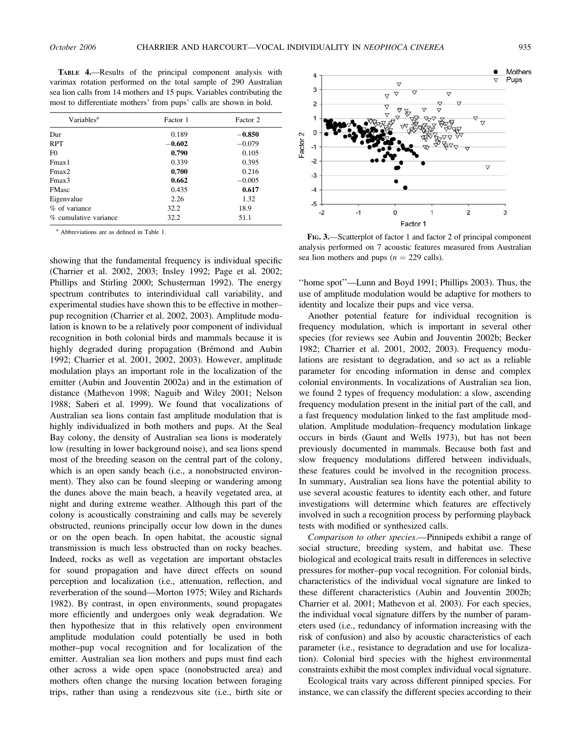**TABLE 4.**—Results of the principal component analysis with varimax rotation performed on the total sample of 290 Australian sea lion calls from 14 mothers and 15 pups. Variables contributing the most to differentiate mothers' from pups' calls are shown in bold.

| Variables[a] | Factor 1 | Factor 2 |
|---|---|---|
| Dur | 0.189 | **−0.850** |
| RPT | **−0.602** | −0.079 |
| F0 | **0.790** | 0.105 |
| Fmax1 | 0.339 | 0.395 |
| Fmax2 | **0.700** | 0.216 |
| Fmax3 | **0.662** | −0.005 |
| FMasc | 0.435 | **0.617** |
| Eigenvalue | 2.26 | 1.32 |
| % of variance | 32.2 | 18.9 |
| % cumulative variance | 32.2 | 51.1 |

[a] Abbreviations are as defined in Table 1.

**FIG. 3.**—Scatterplot of factor 1 and factor 2 of principal component analysis performed on 7 acoustic features measured from Australian sea lion mothers and pups ($n = 229$ calls).

showing that the fundamental frequency is individual specific (Charrier et al. 2002, 2003; Insley 1992; Page et al. 2002; Phillips and Stirling 2000; Schusterman 1992). The energy spectrum contributes to interindividual call variability, and experimental studies have shown this to be effective in mother–pup recognition (Charrier et al. 2002, 2003). Amplitude modulation is known to be a relatively poor component of individual recognition in both colonial birds and mammals because it is highly degraded during propagation (Brémond and Aubin 1992; Charrier et al. 2001, 2002, 2003). However, amplitude modulation plays an important role in the localization of the emitter (Aubin and Jouventin 2002a) and in the estimation of distance (Mathevon 1998; Naguib and Wiley 2001; Nelson 1988; Saberi et al. 1999). We found that vocalizations of Australian sea lions contain fast amplitude modulation that is highly individualized in both mothers and pups. At the Seal Bay colony, the density of Australian sea lions is moderately low (resulting in lower background noise), and sea lions spend most of the breeding season on the central part of the colony, which is an open sandy beach (i.e., a nonobstructed environment). They also can be found sleeping or wandering among the dunes above the main beach, a heavily vegetated area, at night and during extreme weather. Although this part of the colony is acoustically constraining and calls may be severely obstructed, reunions principally occur low down in the dunes or on the open beach. In open habitat, the acoustic signal transmission is much less obstructed than on rocky beaches. Indeed, rocks as well as vegetation are important obstacles for sound propagation and have direct effects on sound perception and localization (i.e., attenuation, reflection, and reverberation of the sound—Morton 1975; Wiley and Richards 1982). By contrast, in open environments, sound propagates more efficiently and undergoes only weak degradation. We then hypothesize that in this relatively open environment amplitude modulation could potentially be used in both mother–pup vocal recognition and for localization of the emitter. Australian sea lion mothers and pups must find each other across a wide open space (nonobstructed area) and mothers often change the nursing location between foraging trips, rather than using a rendezvous site (i.e., birth site or "home spot"—Lunn and Boyd 1991; Phillips 2003). Thus, the use of amplitude modulation would be adaptive for mothers to identity and localize their pups and vice versa.

Another potential feature for individual recognition is frequency modulation, which is important in several other species (for reviews see Aubin and Jouventin 2002b; Becker 1982; Charrier et al. 2001, 2002, 2003). Frequency modulations are resistant to degradation, and so act as a reliable parameter for encoding information in dense and complex colonial environments. In vocalizations of Australian sea lion, we found 2 types of frequency modulation: a slow, ascending frequency modulation present in the initial part of the call, and a fast frequency modulation linked to the fast amplitude modulation. Amplitude modulation–frequency modulation linkage occurs in birds (Gaunt and Wells 1973), but has not been previously documented in mammals. Because both fast and slow frequency modulations differed between individuals, these features could be involved in the recognition process. In summary, Australian sea lions have the potential ability to use several acoustic features to identity each other, and future investigations will determine which features are effectively involved in such a recognition process by performing playback tests with modified or synthesized calls.

*Comparison to other species.*—Pinnipeds exhibit a range of social structure, breeding system, and habitat use. These biological and ecological traits result in differences in selective pressures for mother–pup vocal recognition. For colonial birds, characteristics of the individual vocal signature are linked to these different characteristics (Aubin and Jouventin 2002b; Charrier et al. 2001; Mathevon et al. 2003). For each species, the individual vocal signature differs by the number of parameters used (i.e., redundancy of information increasing with the risk of confusion) and also by acoustic characteristics of each parameter (i.e., resistance to degradation and use for localization). Colonial bird species with the highest environmental constraints exhibit the most complex individual vocal signature.

Ecological traits vary across different pinniped species. For instance, we can classify the different species according to their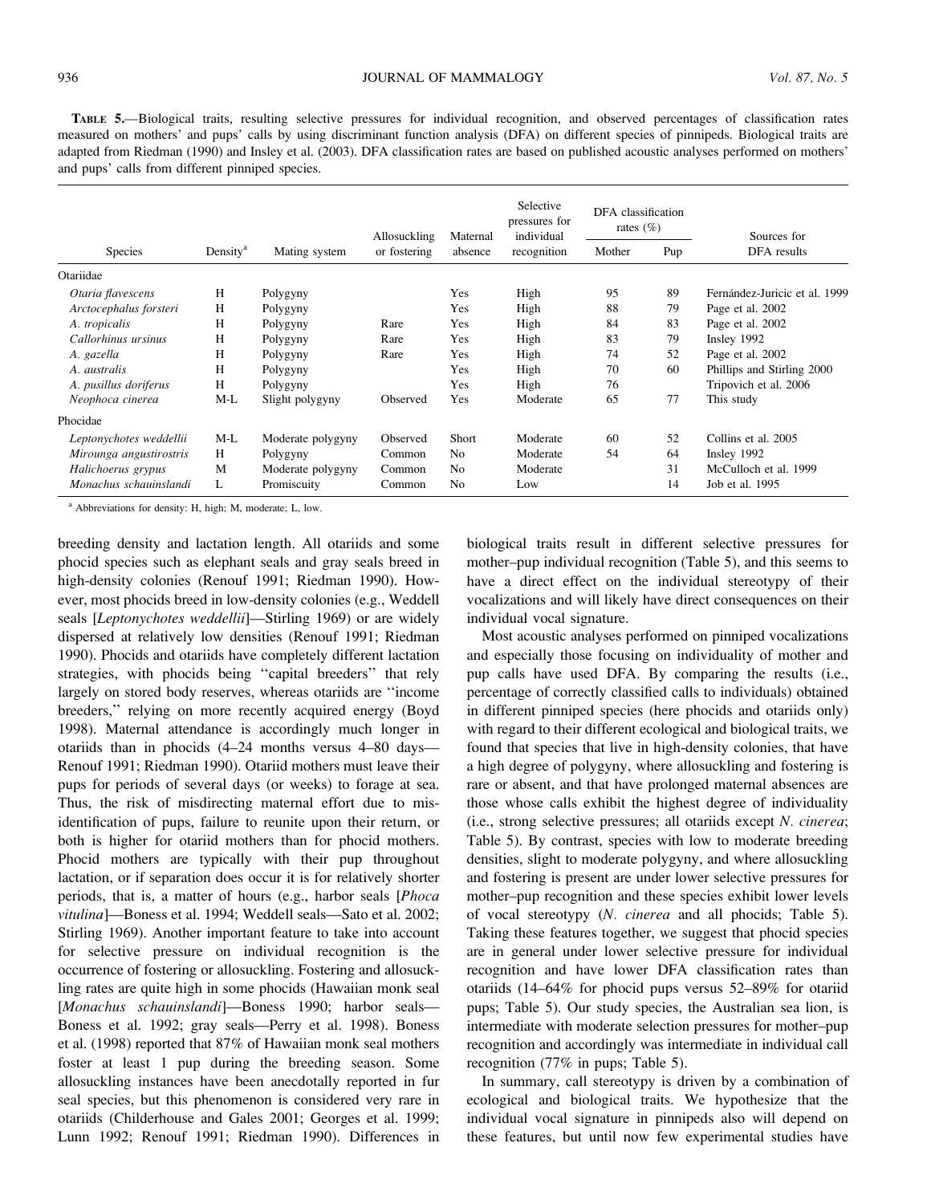**Table 5.**—Biological traits, resulting selective pressures for individual recognition, and observed percentages of classification rates measured on mothers' and pups' calls by using discriminant function analysis (DFA) on different species of pinnipeds. Biological traits are adapted from Riedman (1990) and Insley et al. (2003). DFA classification rates are based on published acoustic analyses performed on mothers' and pups' calls from different pinniped species.

| Species | Density[a] | Mating system | Allosuckling or fostering | Maternal absence | Selective pressures for individual recognition | DFA classification rates (%) | | Sources for DFA results |
|---|---|---|---|---|---|---|---|---|
| | | | | | | Mother | Pup | |
| Otariidae | | | | | | | | |
| *Otaria flavescens* | H | Polygyny | | Yes | High | 95 | 89 | Fernández-Juricic et al. 1999 |
| *Arctocephalus forsteri* | H | Polygyny | | Yes | High | 88 | 79 | Page et al. 2002 |
| *A. tropicalis* | H | Polygyny | Rare | Yes | High | 84 | 83 | Page et al. 2002 |
| *Callorhinus ursinus* | H | Polygyny | Rare | Yes | High | 83 | 79 | Insley 1992 |
| *A. gazella* | H | Polygyny | Rare | Yes | High | 74 | 52 | Page et al. 2002 |
| *A. australis* | H | Polygyny | | Yes | High | 70 | 60 | Phillips and Stirling 2000 |
| *A. pusillus doriferus* | H | Polygyny | | Yes | High | 76 | | Tripovich et al. 2006 |
| *Neophoca cinerea* | M-L | Slight polygyny | Observed | Yes | Moderate | 65 | 77 | This study |
| Phocidae | | | | | | | | |
| *Leptonychotes weddellii* | M-L | Moderate polygyny | Observed | Short | Moderate | 60 | 52 | Collins et al. 2005 |
| *Mirounga angustirostris* | H | Polygyny | Common | No | Moderate | 54 | 64 | Insley 1992 |
| *Halichoerus grypus* | M | Moderate polygyny | Common | No | Moderate | | 31 | McCulloch et al. 1999 |
| *Monachus schauinslandi* | L | Promiscuity | Common | No | Low | | 14 | Job et al. 1995 |

[a] Abbreviations for density: H, high; M, moderate; L, low.

breeding density and lactation length. All otariids and some phocid species such as elephant seals and gray seals breed in high-density colonies (Renouf 1991; Riedman 1990). However, most phocids breed in low-density colonies (e.g., Weddell seals [*Leptonychotes weddellii*]—Stirling 1969) or are widely dispersed at relatively low densities (Renouf 1991; Riedman 1990). Phocids and otariids have completely different lactation strategies, with phocids being "capital breeders" that rely largely on stored body reserves, whereas otariids are "income breeders," relying on more recently acquired energy (Boyd 1998). Maternal attendance is accordingly much longer in otariids than in phocids (4–24 months versus 4–80 days—Renouf 1991; Riedman 1990). Otariid mothers must leave their pups for periods of several days (or weeks) to forage at sea. Thus, the risk of misdirecting maternal effort due to misidentification of pups, failure to reunite upon their return, or both is higher for otariid mothers than for phocid mothers. Phocid mothers are typically with their pup throughout lactation, or if separation does occur it is for relatively shorter periods, that is, a matter of hours (e.g., harbor seals [*Phoca vitulina*]—Boness et al. 1994; Weddell seals—Sato et al. 2002; Stirling 1969). Another important feature to take into account for selective pressure on individual recognition is the occurrence of fostering or allosuckling. Fostering and allosuckling rates are quite high in some phocids (Hawaiian monk seal [*Monachus schauinslandi*]—Boness 1990; harbor seals—Boness et al. 1992; gray seals—Perry et al. 1998). Boness et al. (1998) reported that 87% of Hawaiian monk seal mothers foster at least 1 pup during the breeding season. Some allosuckling instances have been anecdotally reported in fur seal species, but this phenomenon is considered very rare in otariids (Childerhouse and Gales 2001; Georges et al. 1999; Lunn 1992; Renouf 1991; Riedman 1990). Differences in biological traits result in different selective pressures for mother–pup individual recognition (Table 5), and this seems to have a direct effect on the individual stereotypy of their vocalizations and will likely have direct consequences on their individual vocal signature.

Most acoustic analyses performed on pinniped vocalizations and especially those focusing on individuality of mother and pup calls have used DFA. By comparing the results (i.e., percentage of correctly classified calls to individuals) obtained in different pinniped species (here phocids and otariids only) with regard to their different ecological and biological traits, we found that species that live in high-density colonies, that have a high degree of polygyny, where allosuckling and fostering is rare or absent, and that have prolonged maternal absences are those whose calls exhibit the highest degree of individuality (i.e., strong selective pressures; all otariids except *N. cinerea*; Table 5). By contrast, species with low to moderate breeding densities, slight to moderate polygyny, and where allosuckling and fostering is present are under lower selective pressures for mother–pup recognition and these species exhibit lower levels of vocal stereotypy (*N. cinerea* and all phocids; Table 5). Taking these features together, we suggest that phocid species are in general under lower selective pressure for individual recognition and have lower DFA classification rates than otariids (14–64% for phocid pups versus 52–89% for otariid pups; Table 5). Our study species, the Australian sea lion, is intermediate with moderate selection pressures for mother–pup recognition and accordingly was intermediate in individual call recognition (77% in pups; Table 5).

In summary, call stereotypy is driven by a combination of ecological and biological traits. We hypothesize that the individual vocal signature in pinnipeds also will depend on these features, but until now few experimental studies have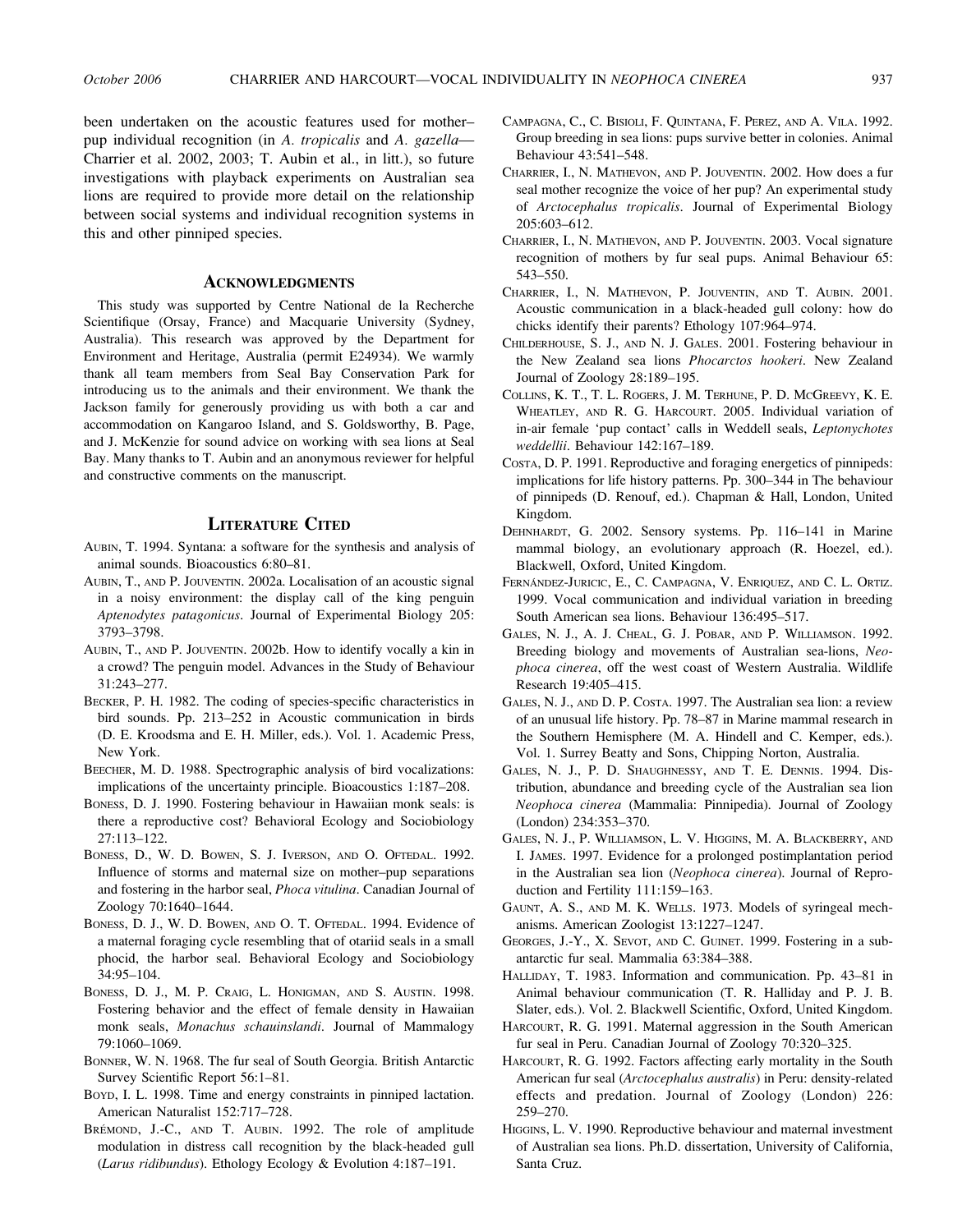been undertaken on the acoustic features used for mother–pup individual recognition (in *A. tropicalis* and *A. gazella*—Charrier et al. 2002, 2003; T. Aubin et al., in litt.), so future investigations with playback experiments on Australian sea lions are required to provide more detail on the relationship between social systems and individual recognition systems in this and other pinniped species.

## Acknowledgments

This study was supported by Centre National de la Recherche Scientifique (Orsay, France) and Macquarie University (Sydney, Australia). This research was approved by the Department for Environment and Heritage, Australia (permit E24934). We warmly thank all team members from Seal Bay Conservation Park for introducing us to the animals and their environment. We thank the Jackson family for generously providing us with both a car and accommodation on Kangaroo Island, and S. Goldsworthy, B. Page, and J. McKenzie for sound advice on working with sea lions at Seal Bay. Many thanks to T. Aubin and an anonymous reviewer for helpful and constructive comments on the manuscript.

## Literature Cited

Aubin, T. 1994. Syntana: a software for the synthesis and analysis of animal sounds. Bioacoustics 6:80–81.

Aubin, T., and P. Jouventin. 2002a. Localisation of an acoustic signal in a noisy environment: the display call of the king penguin *Aptenodytes patagonicus*. Journal of Experimental Biology 205: 3793–3798.

Aubin, T., and P. Jouventin. 2002b. How to identify vocally a kin in a crowd? The penguin model. Advances in the Study of Behaviour 31:243–277.

Becker, P. H. 1982. The coding of species-specific characteristics in bird sounds. Pp. 213–252 in Acoustic communication in birds (D. E. Kroodsma and E. H. Miller, eds.). Vol. 1. Academic Press, New York.

Beecher, M. D. 1988. Spectrographic analysis of bird vocalizations: implications of the uncertainty principle. Bioacoustics 1:187–208.

Boness, D. J. 1990. Fostering behaviour in Hawaiian monk seals: is there a reproductive cost? Behavioral Ecology and Sociobiology 27:113–122.

Boness, D., W. D. Bowen, S. J. Iverson, and O. Oftedal. 1992. Influence of storms and maternal size on mother–pup separations and fostering in the harbor seal, *Phoca vitulina*. Canadian Journal of Zoology 70:1640–1644.

Boness, D. J., W. D. Bowen, and O. T. Oftedal. 1994. Evidence of a maternal foraging cycle resembling that of otariid seals in a small phocid, the harbor seal. Behavioral Ecology and Sociobiology 34:95–104.

Boness, D. J., M. P. Craig, L. Honigman, and S. Austin. 1998. Fostering behavior and the effect of female density in Hawaiian monk seals, *Monachus schauinslandi*. Journal of Mammalogy 79:1060–1069.

Bonner, W. N. 1968. The fur seal of South Georgia. British Antarctic Survey Scientific Report 56:1–81.

Boyd, I. L. 1998. Time and energy constraints in pinniped lactation. American Naturalist 152:717–728.

Brémond, J.-C., and T. Aubin. 1992. The role of amplitude modulation in distress call recognition by the black-headed gull (*Larus ridibundus*). Ethology Ecology & Evolution 4:187–191.

Campagna, C., C. Bisioli, F. Quintana, F. Perez, and A. Vila. 1992. Group breeding in sea lions: pups survive better in colonies. Animal Behaviour 43:541–548.

Charrier, I., N. Mathevon, and P. Jouventin. 2002. How does a fur seal mother recognize the voice of her pup? An experimental study of *Arctocephalus tropicalis*. Journal of Experimental Biology 205:603–612.

Charrier, I., N. Mathevon, and P. Jouventin. 2003. Vocal signature recognition of mothers by fur seal pups. Animal Behaviour 65: 543–550.

Charrier, I., N. Mathevon, P. Jouventin, and T. Aubin. 2001. Acoustic communication in a black-headed gull colony: how do chicks identify their parents? Ethology 107:964–974.

Childerhouse, S. J., and N. J. Gales. 2001. Fostering behaviour in the New Zealand sea lions *Phocarctos hookeri*. New Zealand Journal of Zoology 28:189–195.

Collins, K. T., T. L. Rogers, J. M. Terhune, P. D. McGreevy, K. E. Wheatley, and R. G. Harcourt. 2005. Individual variation of in-air female 'pup contact' calls in Weddell seals, *Leptonychotes weddellii*. Behaviour 142:167–189.

Costa, D. P. 1991. Reproductive and foraging energetics of pinnipeds: implications for life history patterns. Pp. 300–344 in The behaviour of pinnipeds (D. Renouf, ed.). Chapman & Hall, London, United Kingdom.

Dehnhardt, G. 2002. Sensory systems. Pp. 116–141 in Marine mammal biology, an evolutionary approach (R. Hoezel, ed.). Blackwell, Oxford, United Kingdom.

Fernández-Juricic, E., C. Campagna, V. Enriquez, and C. L. Ortiz. 1999. Vocal communication and individual variation in breeding South American sea lions. Behaviour 136:495–517.

Gales, N. J., A. J. Cheal, G. J. Pobar, and P. Williamson. 1992. Breeding biology and movements of Australian sea-lions, *Neophoca cinerea*, off the west coast of Western Australia. Wildlife Research 19:405–415.

Gales, N. J., and D. P. Costa. 1997. The Australian sea lion: a review of an unusual life history. Pp. 78–87 in Marine mammal research in the Southern Hemisphere (M. A. Hindell and C. Kemper, eds.). Vol. 1. Surrey Beatty and Sons, Chipping Norton, Australia.

Gales, N. J., P. D. Shaughnessy, and T. E. Dennis. 1994. Distribution, abundance and breeding cycle of the Australian sea lion *Neophoca cinerea* (Mammalia: Pinnipedia). Journal of Zoology (London) 234:353–370.

Gales, N. J., P. Williamson, L. V. Higgins, M. A. Blackberry, and I. James. 1997. Evidence for a prolonged postimplantation period in the Australian sea lion (*Neophoca cinerea*). Journal of Reproduction and Fertility 111:159–163.

Gaunt, A. S., and M. K. Wells. 1973. Models of syringeal mechanisms. American Zoologist 13:1227–1247.

Georges, J.-Y., X. Sevot, and C. Guinet. 1999. Fostering in a subantarctic fur seal. Mammalia 63:384–388.

Halliday, T. 1983. Information and communication. Pp. 43–81 in Animal behaviour communication (T. R. Halliday and P. J. B. Slater, eds.). Vol. 2. Blackwell Scientific, Oxford, United Kingdom.

Harcourt, R. G. 1991. Maternal aggression in the South American fur seal in Peru. Canadian Journal of Zoology 70:320–325.

Harcourt, R. G. 1992. Factors affecting early mortality in the South American fur seal (*Arctocephalus australis*) in Peru: density-related effects and predation. Journal of Zoology (London) 226: 259–270.

Higgins, L. V. 1990. Reproductive behaviour and maternal investment of Australian sea lions. Ph.D. dissertation, University of California, Santa Cruz.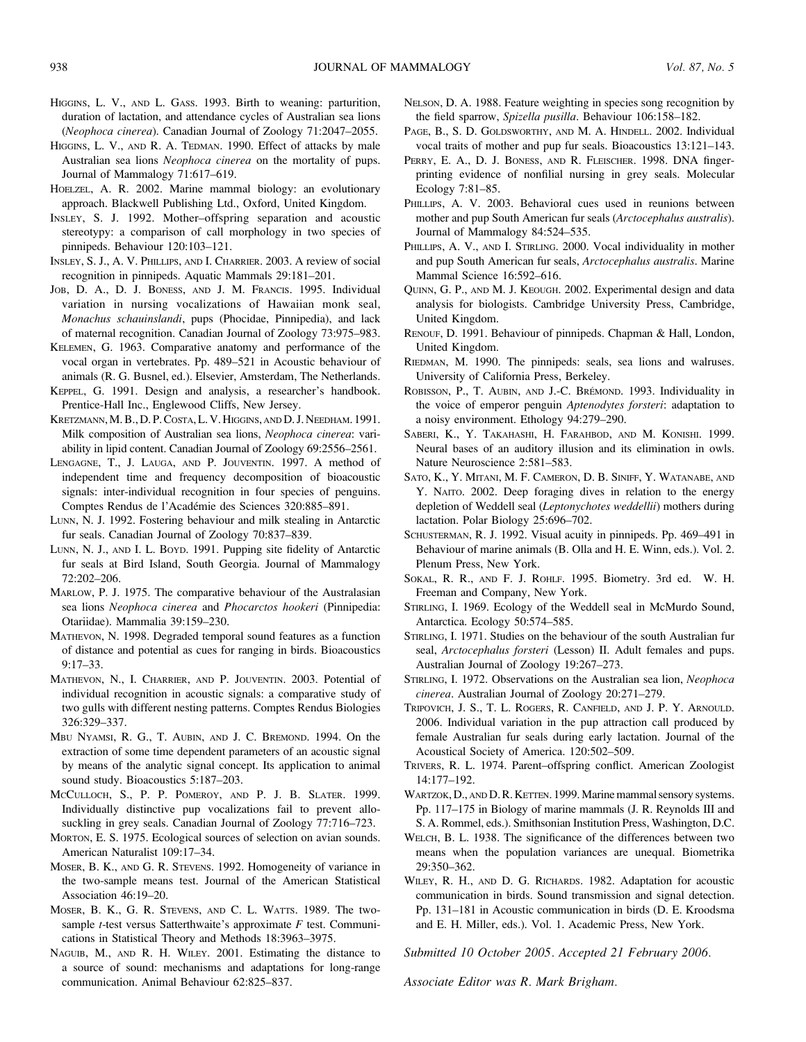Higgins, L. V., and L. Gass. 1993. Birth to weaning: parturition, duration of lactation, and attendance cycles of Australian sea lions (*Neophoca cinerea*). Canadian Journal of Zoology 71:2047–2055.

Higgins, L. V., and R. A. Tedman. 1990. Effect of attacks by male Australian sea lions *Neophoca cinerea* on the mortality of pups. Journal of Mammalogy 71:617–619.

Hoelzel, A. R. 2002. Marine mammal biology: an evolutionary approach. Blackwell Publishing Ltd., Oxford, United Kingdom.

Insley, S. J. 1992. Mother–offspring separation and acoustic stereotypy: a comparison of call morphology in two species of pinnipeds. Behaviour 120:103–121.

Insley, S. J., A. V. Phillips, and I. Charrier. 2003. A review of social recognition in pinnipeds. Aquatic Mammals 29:181–201.

Job, D. A., D. J. Boness, and J. M. Francis. 1995. Individual variation in nursing vocalizations of Hawaiian monk seal, *Monachus schauinslandi*, pups (Phocidae, Pinnipedia), and lack of maternal recognition. Canadian Journal of Zoology 73:975–983.

Kelemen, G. 1963. Comparative anatomy and performance of the vocal organ in vertebrates. Pp. 489–521 in Acoustic behaviour of animals (R. G. Busnel, ed.). Elsevier, Amsterdam, The Netherlands.

Keppel, G. 1991. Design and analysis, a researcher's handbook. Prentice-Hall Inc., Englewood Cliffs, New Jersey.

Kretzmann, M. B., D. P. Costa, L. V. Higgins, and D. J. Needham. 1991. Milk composition of Australian sea lions, *Neophoca cinerea*: variability in lipid content. Canadian Journal of Zoology 69:2556–2561.

Lengagne, T., J. Lauga, and P. Jouventin. 1997. A method of independent time and frequency decomposition of bioacoustic signals: inter-individual recognition in four species of penguins. Comptes Rendus de l'Académie des Sciences 320:885–891.

Lunn, N. J. 1992. Fostering behaviour and milk stealing in Antarctic fur seals. Canadian Journal of Zoology 70:837–839.

Lunn, N. J., and I. L. Boyd. 1991. Pupping site fidelity of Antarctic fur seals at Bird Island, South Georgia. Journal of Mammalogy 72:202–206.

Marlow, P. J. 1975. The comparative behaviour of the Australasian sea lions *Neophoca cinerea* and *Phocarctos hookeri* (Pinnipedia: Otariidae). Mammalia 39:159–230.

Mathevon, N. 1998. Degraded temporal sound features as a function of distance and potential as cues for ranging in birds. Bioacoustics 9:17–33.

Mathevon, N., I. Charrier, and P. Jouventin. 2003. Potential of individual recognition in acoustic signals: a comparative study of two gulls with different nesting patterns. Comptes Rendus Biologies 326:329–337.

Mbu Nyamsi, R. G., T. Aubin, and J. C. Bremond. 1994. On the extraction of some time dependent parameters of an acoustic signal by means of the analytic signal concept. Its application to animal sound study. Bioacoustics 5:187–203.

McCulloch, S., P. P. Pomeroy, and P. J. B. Slater. 1999. Individually distinctive pup vocalizations fail to prevent allo-suckling in grey seals. Canadian Journal of Zoology 77:716–723.

Morton, E. S. 1975. Ecological sources of selection on avian sounds. American Naturalist 109:17–34.

Moser, B. K., and G. R. Stevens. 1992. Homogeneity of variance in the two-sample means test. Journal of the American Statistical Association 46:19–20.

Moser, B. K., G. R. Stevens, and C. L. Watts. 1989. The two-sample *t*-test versus Satterthwaite's approximate *F* test. Communications in Statistical Theory and Methods 18:3963–3975.

Naguib, M., and R. H. Wiley. 2001. Estimating the distance to a source of sound: mechanisms and adaptations for long-range communication. Animal Behaviour 62:825–837.

Nelson, D. A. 1988. Feature weighting in species song recognition by the field sparrow, *Spizella pusilla*. Behaviour 106:158–182.

Page, B., S. D. Goldsworthy, and M. A. Hindell. 2002. Individual vocal traits of mother and pup fur seals. Bioacoustics 13:121–143.

Perry, E. A., D. J. Boness, and R. Fleischer. 1998. DNA fingerprinting evidence of nonfilial nursing in grey seals. Molecular Ecology 7:81–85.

Phillips, A. V. 2003. Behavioral cues used in reunions between mother and pup South American fur seals (*Arctocephalus australis*). Journal of Mammalogy 84:524–535.

Phillips, A. V., and I. Stirling. 2000. Vocal individuality in mother and pup South American fur seals, *Arctocephalus australis*. Marine Mammal Science 16:592–616.

Quinn, G. P., and M. J. Keough. 2002. Experimental design and data analysis for biologists. Cambridge University Press, Cambridge, United Kingdom.

Renouf, D. 1991. Behaviour of pinnipeds. Chapman & Hall, London, United Kingdom.

Riedman, M. 1990. The pinnipeds: seals, sea lions and walruses. University of California Press, Berkeley.

Robisson, P., T. Aubin, and J.-C. Brémond. 1993. Individuality in the voice of emperor penguin *Aptenodytes forsteri*: adaptation to a noisy environment. Ethology 94:279–290.

Saberi, K., Y. Takahashi, H. Farahbod, and M. Konishi. 1999. Neural bases of an auditory illusion and its elimination in owls. Nature Neuroscience 2:581–583.

Sato, K., Y. Mitani, M. F. Cameron, D. B. Siniff, Y. Watanabe, and Y. Naito. 2002. Deep foraging dives in relation to the energy depletion of Weddell seal (*Leptonychotes weddellii*) mothers during lactation. Polar Biology 25:696–702.

Schusterman, R. J. 1992. Visual acuity in pinnipeds. Pp. 469–491 in Behaviour of marine animals (B. Olla and H. E. Winn, eds.). Vol. 2. Plenum Press, New York.

Sokal, R. R., and F. J. Rohlf. 1995. Biometry. 3rd ed. W. H. Freeman and Company, New York.

Stirling, I. 1969. Ecology of the Weddell seal in McMurdo Sound, Antarctica. Ecology 50:574–585.

Stirling, I. 1971. Studies on the behaviour of the south Australian fur seal, *Arctocephalus forsteri* (Lesson) II. Adult females and pups. Australian Journal of Zoology 19:267–273.

Stirling, I. 1972. Observations on the Australian sea lion, *Neophoca cinerea*. Australian Journal of Zoology 20:271–279.

Tripovich, J. S., T. L. Rogers, R. Canfield, and J. P. Y. Arnould. 2006. Individual variation in the pup attraction call produced by female Australian fur seals during early lactation. Journal of the Acoustical Society of America. 120:502–509.

Trivers, R. L. 1974. Parent–offspring conflict. American Zoologist 14:177–192.

Wartzok, D., and D. R. Ketten. 1999. Marine mammal sensory systems. Pp. 117–175 in Biology of marine mammals (J. R. Reynolds III and S. A. Rommel, eds.). Smithsonian Institution Press, Washington, D.C.

Welch, B. L. 1938. The significance of the differences between two means when the population variances are unequal. Biometrika 29:350–362.

Wiley, R. H., and D. G. Richards. 1982. Adaptation for acoustic communication in birds. Sound transmission and signal detection. Pp. 131–181 in Acoustic communication in birds (D. E. Kroodsma and E. H. Miller, eds.). Vol. 1. Academic Press, New York.

*Submitted 10 October 2005. Accepted 21 February 2006.*

*Associate Editor was R. Mark Brigham.*